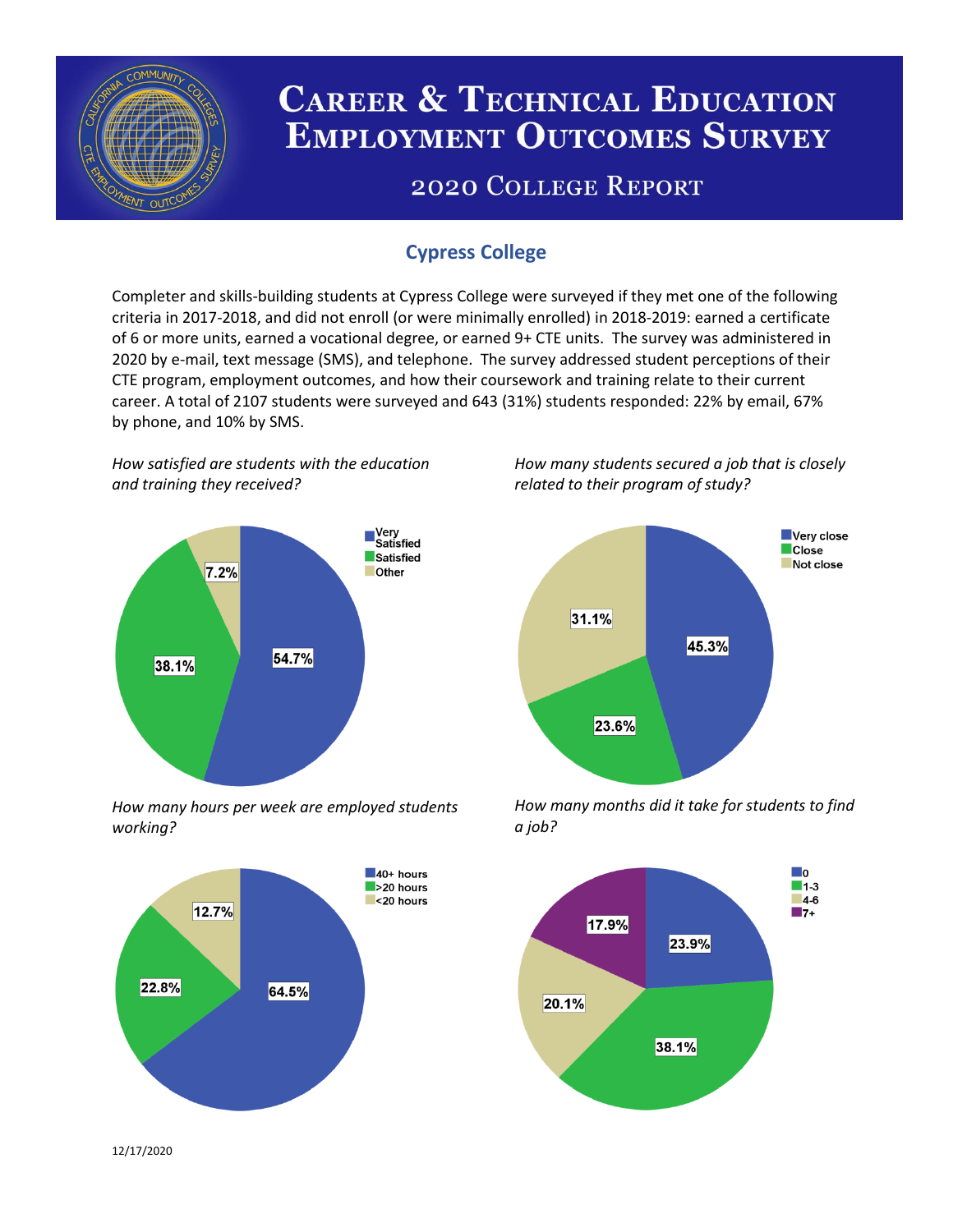# Career & Technical Education Employment Outcomes Survey

## 2020 College Report

### Cypress College

Completer and skills-building students at Cypress College were surveyed if they met one of the following criteria in 2017-2018, and did not enroll (or were minimally enrolled) in 2018-2019: earned a certificate of 6 or more units, earned a vocational degree, or earned 9+ CTE units. The survey was administered in 2020 by e-mail, text message (SMS), and telephone. The survey addressed student perceptions of their CTE program, employment outcomes, and how their coursework and training relate to their current career. A total of 2107 students were surveyed and 643 (31%) students responded: 22% by email, 67% by phone, and 10% by SMS.

*How satisfied are students with the education and training they received?*

| Response | Percent |
| --- | --- |
| Very Satisfied | 54.7% |
| Satisfied | 38.1% |
| Other | 7.2% |

*How many students secured a job that is closely related to their program of study?*

| Response | Percent |
| --- | --- |
| Very close | 45.3% |
| Close | 23.6% |
| Not close | 31.1% |

*How many hours per week are employed students working?*

| Response | Percent |
| --- | --- |
| 40+ hours | 64.5% |
| >20 hours | 22.8% |
| <20 hours | 12.7% |

*How many months did it take for students to find a job?*

| Response | Percent |
| --- | --- |
| 0 | 23.9% |
| 1-3 | 38.1% |
| 4-6 | 20.1% |
| 7+ | 17.9% |

12/17/2020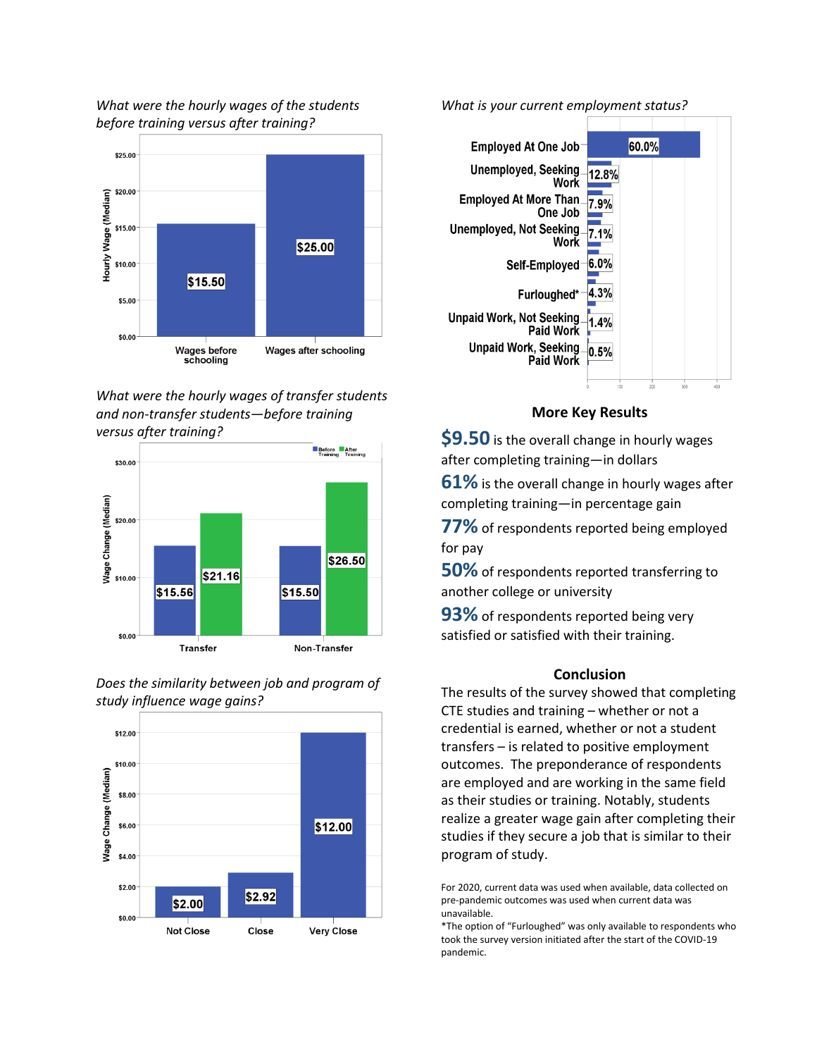*What were the hourly wages of the students before training versus after training?*

Hourly Wage (Median)

$25.00
$20.00
$15.00
$10.00
$5.00
$0.00

$15.50
$25.00

Wages before schooling
Wages after schooling

*What were the hourly wages of transfer students and non-transfer students—before training versus after training?*

Before Training
After Training

Wage Change (Median)

$30.00
$20.00
$10.00
$0.00

$15.56
$21.16
$15.50
$26.50

Transfer
Non-Transfer

*Does the similarity between job and program of study influence wage gains?*

Wage Change (Median)

$12.00
$10.00
$8.00
$6.00
$4.00
$2.00
$0.00

$2.00
$2.92
$12.00

Not Close
Close
Very Close

*What is your current employment status?*

Employed At One Job 60.0%
Unemployed, Seeking Work 12.8%
Employed At More Than One Job 7.9%
Unemployed, Not Seeking Work 7.1%
Self-Employed 6.0%
Furloughed* 4.3%
Unpaid Work, Not Seeking Paid Work 1.4%
Unpaid Work, Seeking Paid Work 0.5%

0
100
200
300
400

### More Key Results

**$9.50** is the overall change in hourly wages after completing training—in dollars

**61%** is the overall change in hourly wages after completing training—in percentage gain

**77%** of respondents reported being employed for pay

**50%** of respondents reported transferring to another college or university

**93%** of respondents reported being very satisfied or satisfied with their training.

### Conclusion

The results of the survey showed that completing CTE studies and training – whether or not a credential is earned, whether or not a student transfers – is related to positive employment outcomes. The preponderance of respondents are employed and are working in the same field as their studies or training. Notably, students realize a greater wage gain after completing their studies if they secure a job that is similar to their program of study.

For 2020, current data was used when available, data collected on pre-pandemic outcomes was used when current data was unavailable.
*The option of "Furloughed" was only available to respondents who took the survey version initiated after the start of the COVID-19 pandemic.